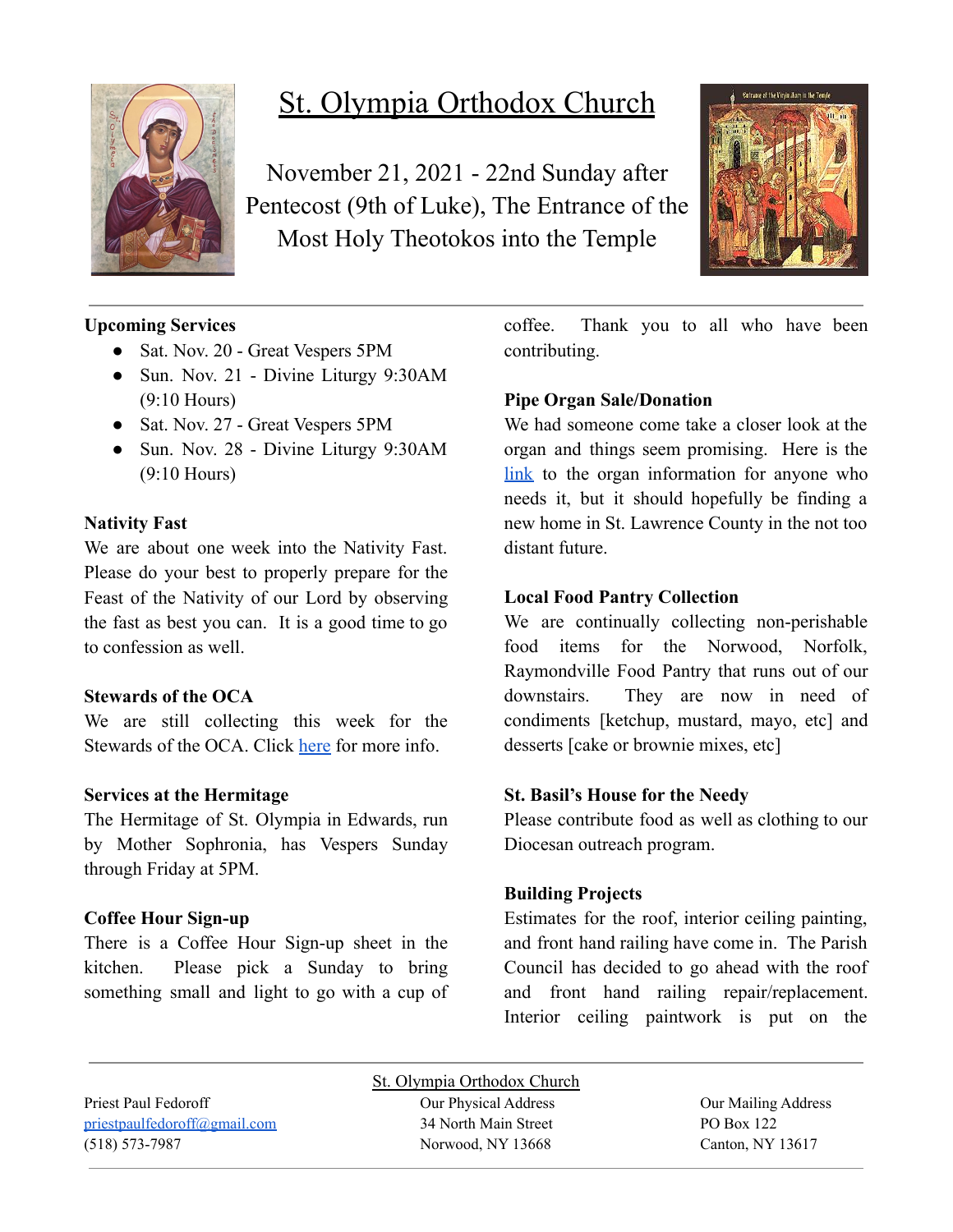# St. Olympia Orthodox Church

November 21, 2021 - 22nd Sunday after Pentecost (9th of Luke), The Entrance of the Most Holy Theotokos into the Temple

**Upcoming Services**

- Sat. Nov. 20 - Great Vespers 5PM
- Sun. Nov. 21 - Divine Liturgy 9:30AM (9:10 Hours)
- Sat. Nov. 27 - Great Vespers 5PM
- Sun. Nov. 28 - Divine Liturgy 9:30AM (9:10 Hours)

**Nativity Fast**

We are about one week into the Nativity Fast. Please do your best to properly prepare for the Feast of the Nativity of our Lord by observing the fast as best you can. It is a good time to go to confession as well.

**Stewards of the OCA**

We are still collecting this week for the Stewards of the OCA. Click here for more info.

**Services at the Hermitage**

The Hermitage of St. Olympia in Edwards, run by Mother Sophronia, has Vespers Sunday through Friday at 5PM.

**Coffee Hour Sign-up**

There is a Coffee Hour Sign-up sheet in the kitchen. Please pick a Sunday to bring something small and light to go with a cup of coffee. Thank you to all who have been contributing.

**Pipe Organ Sale/Donation**

We had someone come take a closer look at the organ and things seem promising. Here is the link to the organ information for anyone who needs it, but it should hopefully be finding a new home in St. Lawrence County in the not too distant future.

**Local Food Pantry Collection**

We are continually collecting non-perishable food items for the Norwood, Norfolk, Raymondville Food Pantry that runs out of our downstairs. They are now in need of condiments [ketchup, mustard, mayo, etc] and desserts [cake or brownie mixes, etc]

**St. Basil's House for the Needy**

Please contribute food as well as clothing to our Diocesan outreach program.

**Building Projects**

Estimates for the roof, interior ceiling painting, and front hand railing have come in. The Parish Council has decided to go ahead with the roof and front hand railing repair/replacement. Interior ceiling paintwork is put on the

St. Olympia Orthodox Church

Priest Paul Fedoroff
priestpaulfedoroff@gmail.com
(518) 573-7987

Our Physical Address
34 North Main Street
Norwood, NY 13668

Our Mailing Address
PO Box 122
Canton, NY 13617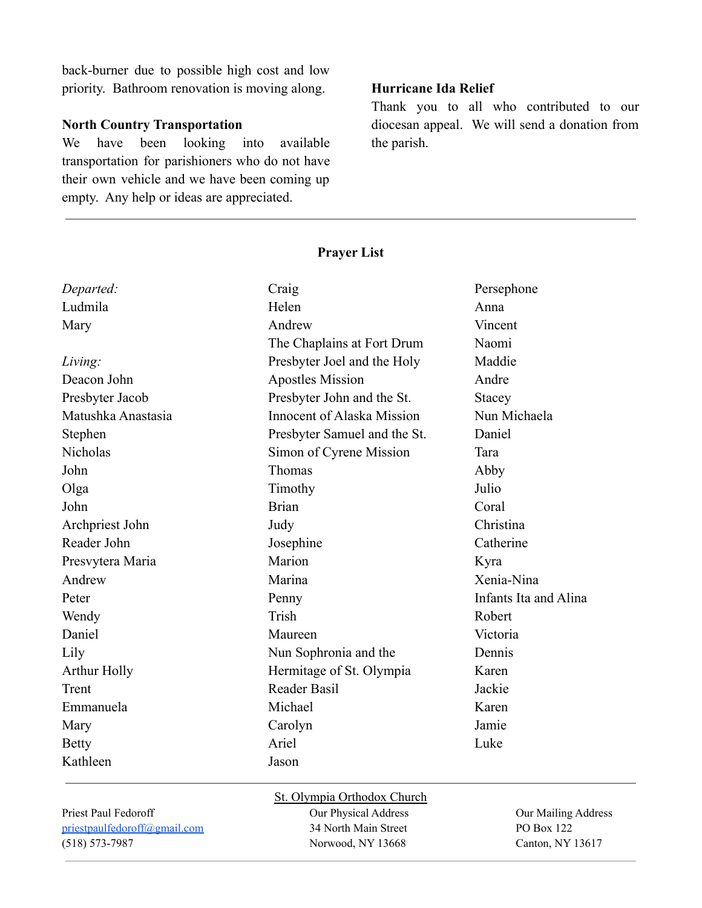back-burner due to possible high cost and low priority. Bathroom renovation is moving along.

**North Country Transportation**

We have been looking into available transportation for parishioners who do not have their own vehicle and we have been coming up empty. Any help or ideas are appreciated.

**Hurricane Ida Relief**

Thank you to all who contributed to our diocesan appeal. We will send a donation from the parish.

---

**Prayer List**

*Departed:*

Ludmila
Mary

*Living:*

Deacon John
Presbyter Jacob
Matushka Anastasia
Stephen
Nicholas
John
Olga
John
Archpriest John
Reader John
Presvytera Maria
Andrew
Peter
Wendy
Daniel
Lily
Arthur Holly
Trent
Emmanuela
Mary
Betty
Kathleen
Craig
Helen
Andrew
The Chaplains at Fort Drum
Presbyter Joel and the Holy Apostles Mission
Presbyter John and the St. Innocent of Alaska Mission
Presbyter Samuel and the St. Simon of Cyrene Mission
Thomas
Timothy
Brian
Judy
Josephine
Marion
Marina
Penny
Trish
Maureen
Nun Sophronia and the Hermitage of St. Olympia
Reader Basil
Michael
Carolyn
Ariel
Jason
Persephone
Anna
Vincent
Naomi
Maddie
Andre
Stacey
Nun Michaela
Daniel
Tara
Abby
Julio
Coral
Christina
Catherine
Kyra
Xenia-Nina
Infants Ita and Alina
Robert
Victoria
Dennis
Karen
Jackie
Karen
Jamie
Luke

---

St. Olympia Orthodox Church

Priest Paul Fedoroff
priestpaulfedoroff@gmail.com
(518) 573-7987

Our Physical Address
34 North Main Street
Norwood, NY 13668

Our Mailing Address
PO Box 122
Canton, NY 13617